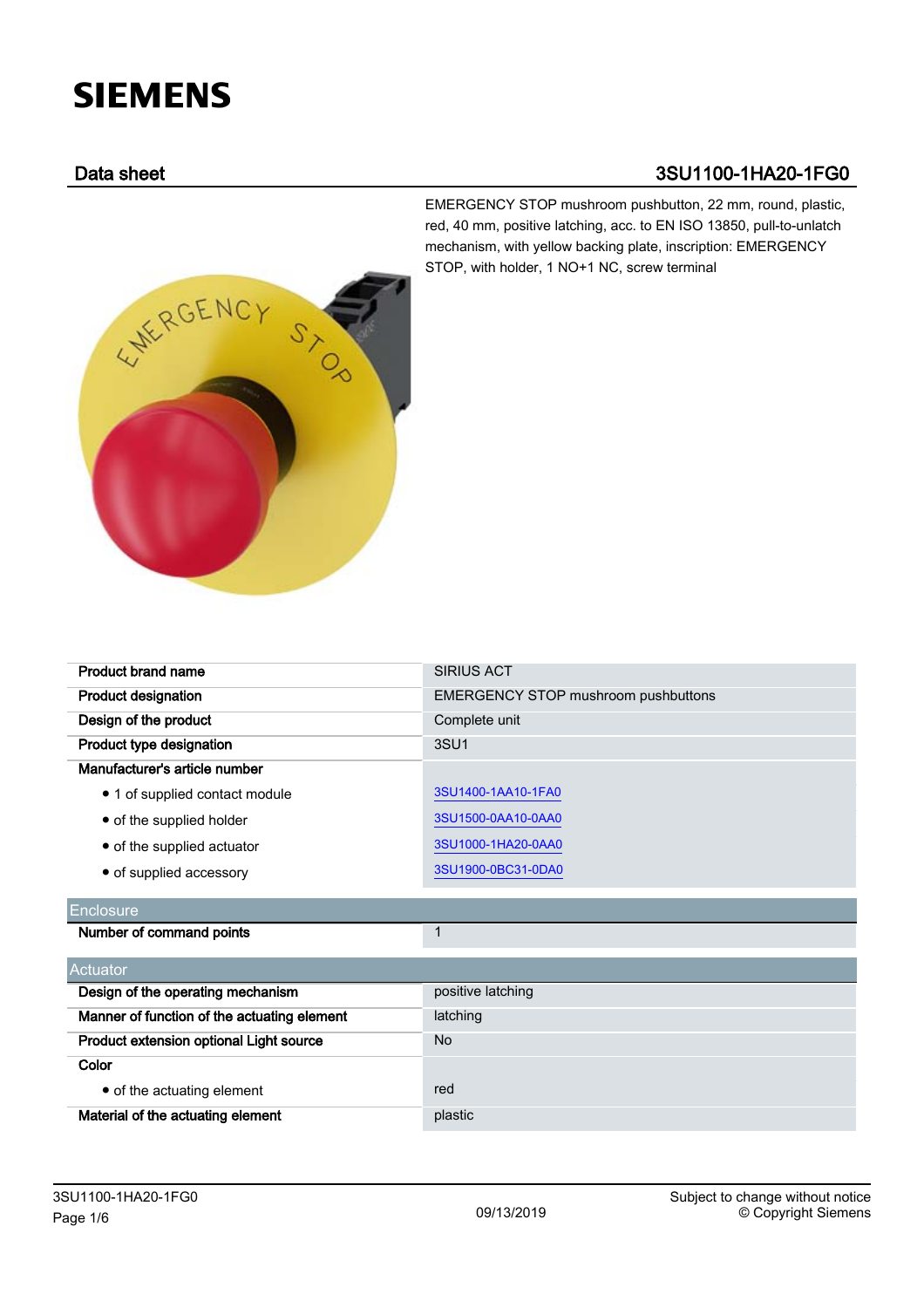# SIEMENS

## Data sheet 3SU1100-1HA20-1FG0

EMERGENCY STOP mushroom pushbutton, 22 mm, round, plastic, red, 40 mm, positive latching, acc. to EN ISO 13850, pull-to-unlatch mechanism, with yellow backing plate, inscription: EMERGENCY STOP, with holder, 1 NO+1 NC, screw terminal

| | |
|---|---|
| **Product brand name** | SIRIUS ACT |
| **Product designation** | EMERGENCY STOP mushroom pushbuttons |
| **Design of the product** | Complete unit |
| **Product type designation** | 3SU1 |
| **Manufacturer's article number** | |
| • 1 of supplied contact module | 3SU1400-1AA10-1FA0 |
| • of the supplied holder | 3SU1500-0AA10-0AA0 |
| • of the supplied actuator | 3SU1000-1HA20-0AA0 |
| • of supplied accessory | 3SU1900-0BC31-0DA0 |

| Enclosure | |
|---|---|
| **Number of command points** | 1 |

| Actuator | |
|---|---|
| **Design of the operating mechanism** | positive latching |
| **Manner of function of the actuating element** | latching |
| **Product extension optional Light source** | No |
| **Color** | |
| • of the actuating element | red |
| **Material of the actuating element** | plastic |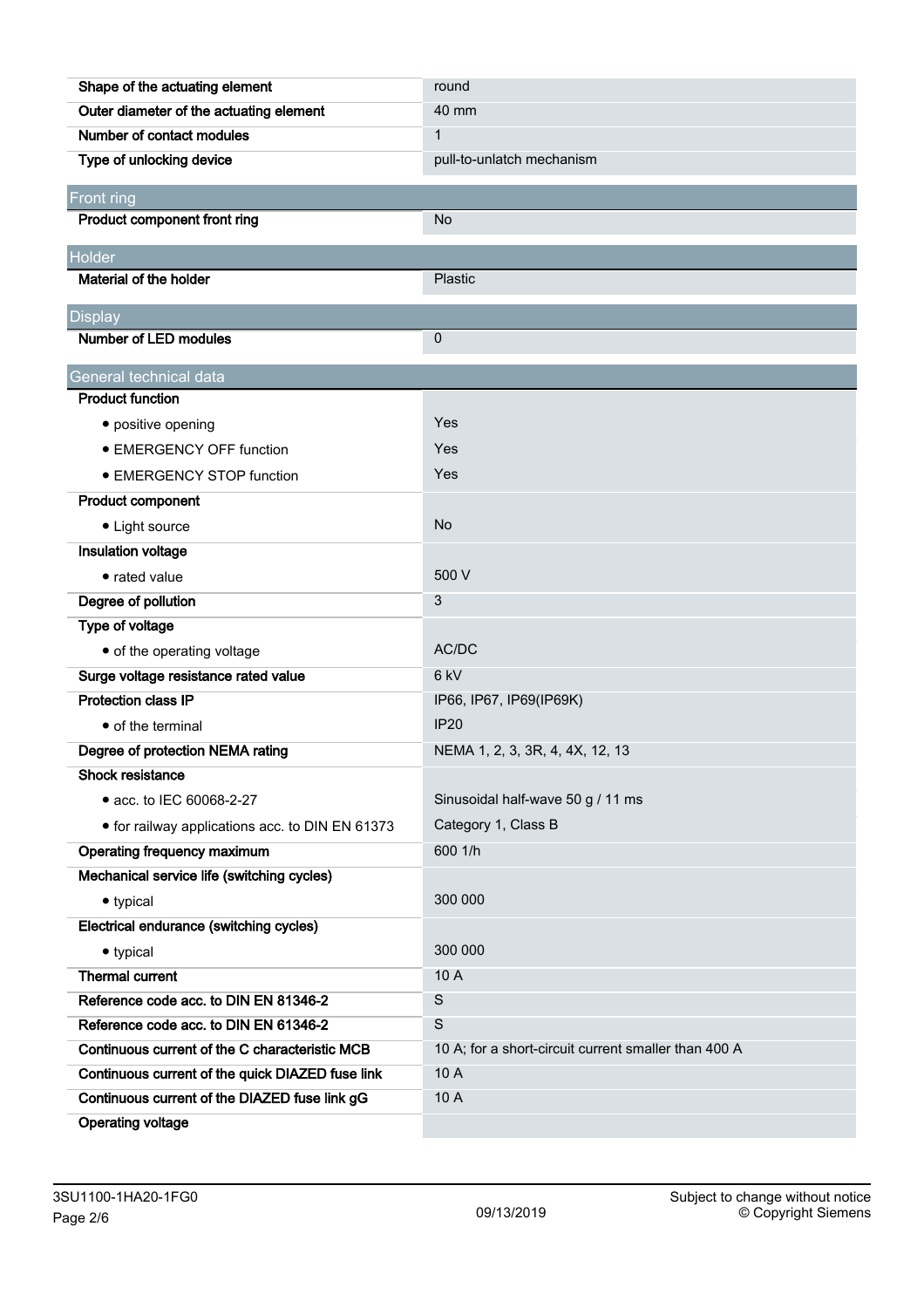| | |
|---|---|
| **Shape of the actuating element** | round |
| **Outer diameter of the actuating element** | 40 mm |
| **Number of contact modules** | 1 |
| **Type of unlocking device** | pull-to-unlatch mechanism |

## Front ring

| | |
|---|---|
| **Product component front ring** | No |

## Holder

| | |
|---|---|
| **Material of the holder** | Plastic |

## Display

| | |
|---|---|
| **Number of LED modules** | 0 |

## General technical data

| | |
|---|---|
| **Product function** | |
| • positive opening | Yes |
| • EMERGENCY OFF function | Yes |
| • EMERGENCY STOP function | Yes |
| **Product component** | |
| • Light source | No |
| **Insulation voltage** | |
| • rated value | 500 V |
| **Degree of pollution** | 3 |
| **Type of voltage** | |
| • of the operating voltage | AC/DC |
| **Surge voltage resistance rated value** | 6 kV |
| **Protection class IP** | IP66, IP67, IP69(IP69K) |
| • of the terminal | IP20 |
| **Degree of protection NEMA rating** | NEMA 1, 2, 3, 3R, 4, 4X, 12, 13 |
| **Shock resistance** | |
| • acc. to IEC 60068-2-27 | Sinusoidal half-wave 50 g / 11 ms |
| • for railway applications acc. to DIN EN 61373 | Category 1, Class B |
| **Operating frequency maximum** | 600 1/h |
| **Mechanical service life (switching cycles)** | |
| • typical | 300 000 |
| **Electrical endurance (switching cycles)** | |
| • typical | 300 000 |
| **Thermal current** | 10 A |
| **Reference code acc. to DIN EN 81346-2** | S |
| **Reference code acc. to DIN EN 61346-2** | S |
| **Continuous current of the C characteristic MCB** | 10 A; for a short-circuit current smaller than 400 A |
| **Continuous current of the quick DIAZED fuse link** | 10 A |
| **Continuous current of the DIAZED fuse link gG** | 10 A |
| **Operating voltage** | |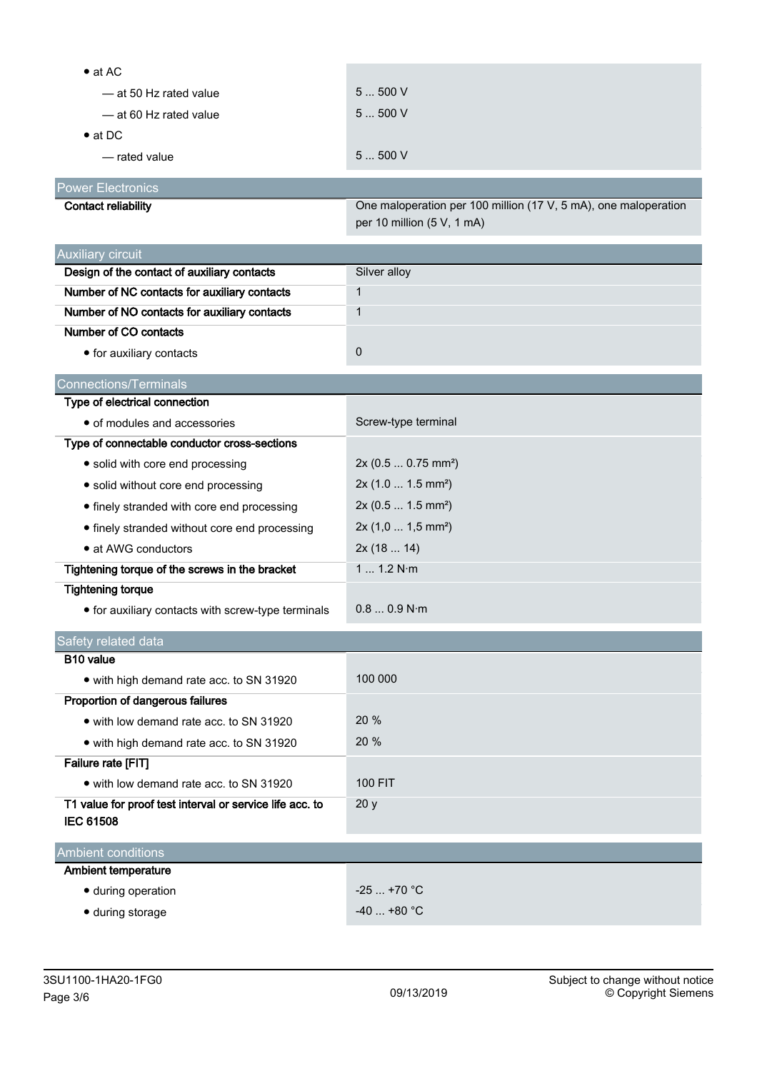| | |
|---|---|
| • at AC | |
| — at 50 Hz rated value | 5 ... 500 V |
| — at 60 Hz rated value | 5 ... 500 V |
| • at DC | |
| — rated value | 5 ... 500 V |

## Power Electronics

| | |
|---|---|
| **Contact reliability** | One maloperation per 100 million (17 V, 5 mA), one maloperation per 10 million (5 V, 1 mA) |

## Auxiliary circuit

| | |
|---|---|
| **Design of the contact of auxiliary contacts** | Silver alloy |
| **Number of NC contacts for auxiliary contacts** | 1 |
| **Number of NO contacts for auxiliary contacts** | 1 |
| **Number of CO contacts** | |
| • for auxiliary contacts | 0 |

## Connections/Terminals

| | |
|---|---|
| **Type of electrical connection** | |
| • of modules and accessories | Screw-type terminal |
| **Type of connectable conductor cross-sections** | |
| • solid with core end processing | 2x (0.5 ... 0.75 mm²) |
| • solid without core end processing | 2x (1.0 ... 1.5 mm²) |
| • finely stranded with core end processing | 2x (0.5 ... 1.5 mm²) |
| • finely stranded without core end processing | 2x (1,0 ... 1,5 mm²) |
| • at AWG conductors | 2x (18 ... 14) |
| **Tightening torque of the screws in the bracket** | 1 ... 1.2 N·m |
| **Tightening torque** | |
| • for auxiliary contacts with screw-type terminals | 0.8 ... 0.9 N·m |

## Safety related data

| | |
|---|---|
| **B10 value** | |
| • with high demand rate acc. to SN 31920 | 100 000 |
| **Proportion of dangerous failures** | |
| • with low demand rate acc. to SN 31920 | 20 % |
| • with high demand rate acc. to SN 31920 | 20 % |
| **Failure rate [FIT]** | |
| • with low demand rate acc. to SN 31920 | 100 FIT |
| **T1 value for proof test interval or service life acc. to IEC 61508** | 20 y |

## Ambient conditions

| | |
|---|---|
| **Ambient temperature** | |
| • during operation | -25 ... +70 °C |
| • during storage | -40 ... +80 °C |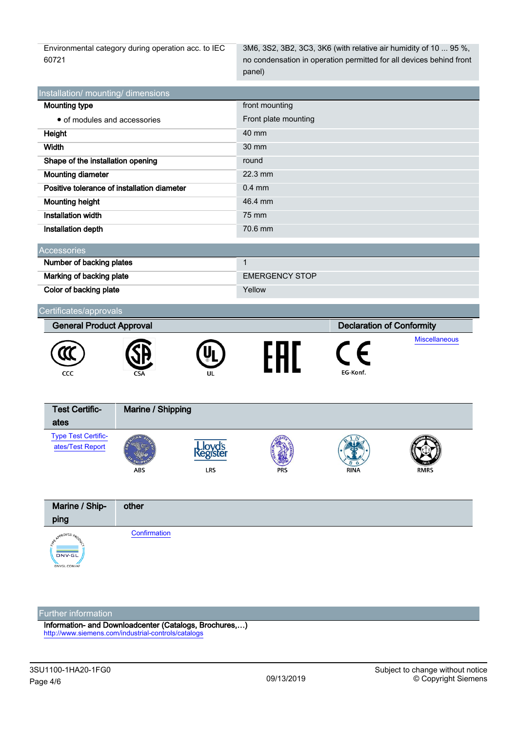| | |
|---|---|
| Environmental category during operation acc. to IEC 60721 | 3M6, 3S2, 3B2, 3C3, 3K6 (with relative air humidity of 10 ... 95 %, no condensation in operation permitted for all devices behind front panel) |

## Installation/ mounting/ dimensions

| | |
|---|---|
| **Mounting type** | front mounting |
| • of modules and accessories | Front plate mounting |
| **Height** | 40 mm |
| **Width** | 30 mm |
| **Shape of the installation opening** | round |
| **Mounting diameter** | 22.3 mm |
| **Positive tolerance of installation diameter** | 0.4 mm |
| **Mounting height** | 46.4 mm |
| **Installation width** | 75 mm |
| **Installation depth** | 70.6 mm |

## Accessories

| | |
|---|---|
| **Number of backing plates** | 1 |
| **Marking of backing plate** | EMERGENCY STOP |
| **Color of backing plate** | Yellow |

## Certificates/approvals

| General Product Approval | | | | Declaration of Conformity | |
|---|---|---|---|---|---|
| CCC | CSA | UL | EAC | EG-Konf. | Miscellaneous |

| Test Certificates | Marine / Shipping | | | | |
|---|---|---|---|---|---|
| Type Test Certificates/Test Report | ABS | LRS | PRS | RINA | RMRS |

| Marine / Shipping | other |
|---|---|
| DNV-GL | Confirmation |

## Further information

**Information- and Downloadcenter (Catalogs, Brochures,…)**
http://www.siemens.com/industrial-controls/catalogs

3SU1100-1HA20-1FG0 — 09/13/2019 — Subject to change without notice © Copyright Siemens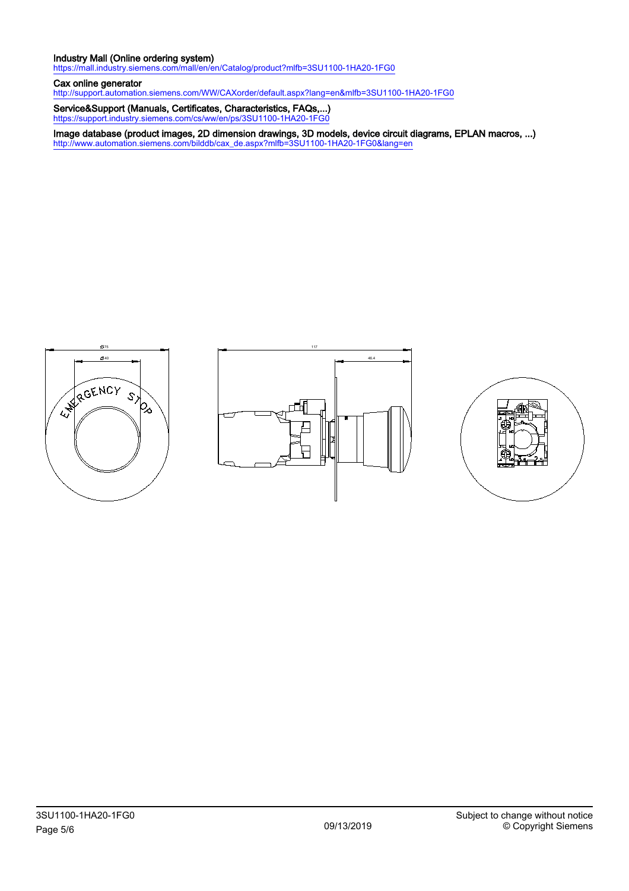**Industry Mall (Online ordering system)**
https://mall.industry.siemens.com/mall/en/en/Catalog/product?mlfb=3SU1100-1HA20-1FG0

**Cax online generator**
http://support.automation.siemens.com/WW/CAXorder/default.aspx?lang=en&mlfb=3SU1100-1HA20-1FG0

**Service&Support (Manuals, Certificates, Characteristics, FAQs,...)**
https://support.industry.siemens.com/cs/ww/en/ps/3SU1100-1HA20-1FG0

**Image database (product images, 2D dimension drawings, 3D models, device circuit diagrams, EPLAN macros, ...)**
http://www.automation.siemens.com/bilddb/cax_de.aspx?mlfb=3SU1100-1HA20-1FG0&lang=en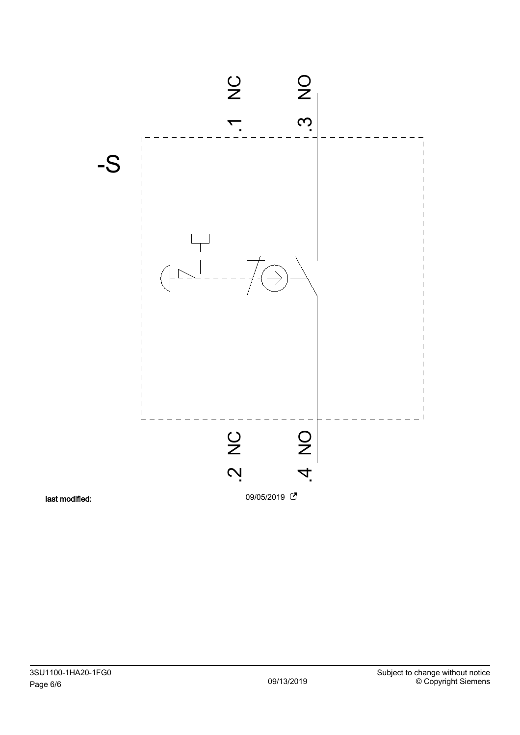-S

.1 NC

.3 NO

.2 NC

.4 NO

**last modified:** 09/05/2019